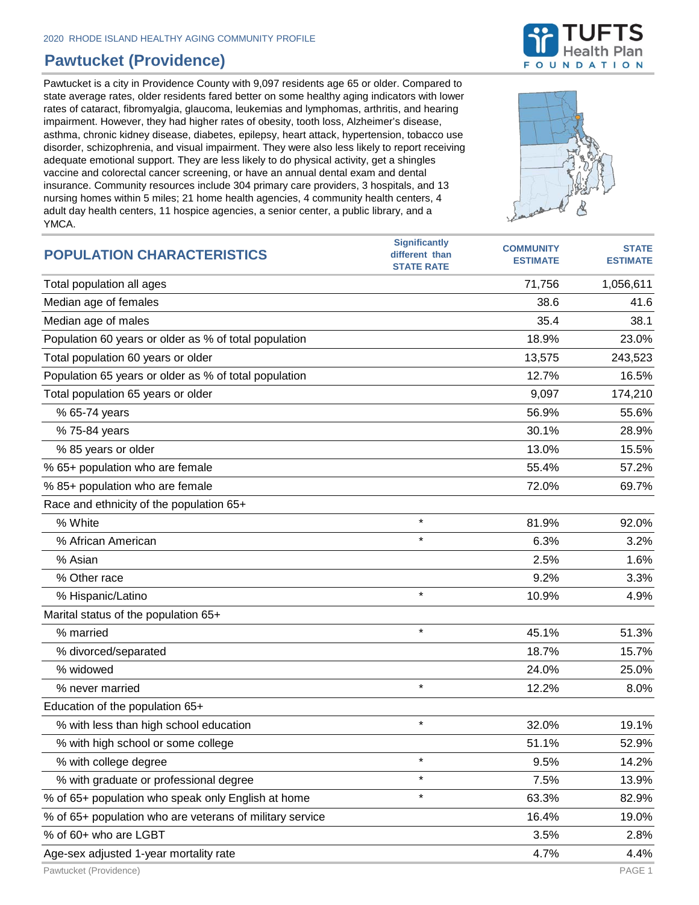2020 RHODE ISLAND HEALTHY AGING COMMUNITY PROFILE

# Pawtucket (Providence)

Pawtucket is a city in Providence County with 9,097 residents age 65 or older. Compared to state average rates, older residents fared better on some healthy aging indicators with lower rates of cataract, fibromyalgia, glaucoma, leukemias and lymphomas, arthritis, and hearing impairment. However, they had higher rates of obesity, tooth loss, Alzheimer's disease, asthma, chronic kidney disease, diabetes, epilepsy, heart attack, hypertension, tobacco use disorder, schizophrenia, and visual impairment. They were also less likely to report receiving adequate emotional support. They are less likely to do physical activity, get a shingles vaccine and colorectal cancer screening, or have an annual dental exam and dental insurance. Community resources include 304 primary care providers, 3 hospitals, and 13 nursing homes within 5 miles; 21 home health agencies, 4 community health centers, 4 adult day health centers, 11 hospice agencies, a senior center, a public library, and a YMCA.

| POPULATION CHARACTERISTICS | Significantly different than STATE RATE | COMMUNITY ESTIMATE | STATE ESTIMATE |
|---|---|---|---|
| Total population all ages | | 71,756 | 1,056,611 |
| Median age of females | | 38.6 | 41.6 |
| Median age of males | | 35.4 | 38.1 |
| Population 60 years or older as % of total population | | 18.9% | 23.0% |
| Total population 60 years or older | | 13,575 | 243,523 |
| Population 65 years or older as % of total population | | 12.7% | 16.5% |
| Total population 65 years or older | | 9,097 | 174,210 |
| % 65-74 years | | 56.9% | 55.6% |
| % 75-84 years | | 30.1% | 28.9% |
| % 85 years or older | | 13.0% | 15.5% |
| % 65+ population who are female | | 55.4% | 57.2% |
| % 85+ population who are female | | 72.0% | 69.7% |
| Race and ethnicity of the population 65+ | | | |
| % White | * | 81.9% | 92.0% |
| % African American | * | 6.3% | 3.2% |
| % Asian | | 2.5% | 1.6% |
| % Other race | | 9.2% | 3.3% |
| % Hispanic/Latino | * | 10.9% | 4.9% |
| Marital status of the population 65+ | | | |
| % married | * | 45.1% | 51.3% |
| % divorced/separated | | 18.7% | 15.7% |
| % widowed | | 24.0% | 25.0% |
| % never married | * | 12.2% | 8.0% |
| Education of the population 65+ | | | |
| % with less than high school education | * | 32.0% | 19.1% |
| % with high school or some college | | 51.1% | 52.9% |
| % with college degree | * | 9.5% | 14.2% |
| % with graduate or professional degree | * | 7.5% | 13.9% |
| % of 65+ population who speak only English at home | * | 63.3% | 82.9% |
| % of 65+ population who are veterans of military service | | 16.4% | 19.0% |
| % of 60+ who are LGBT | | 3.5% | 2.8% |
| Age-sex adjusted 1-year mortality rate | | 4.7% | 4.4% |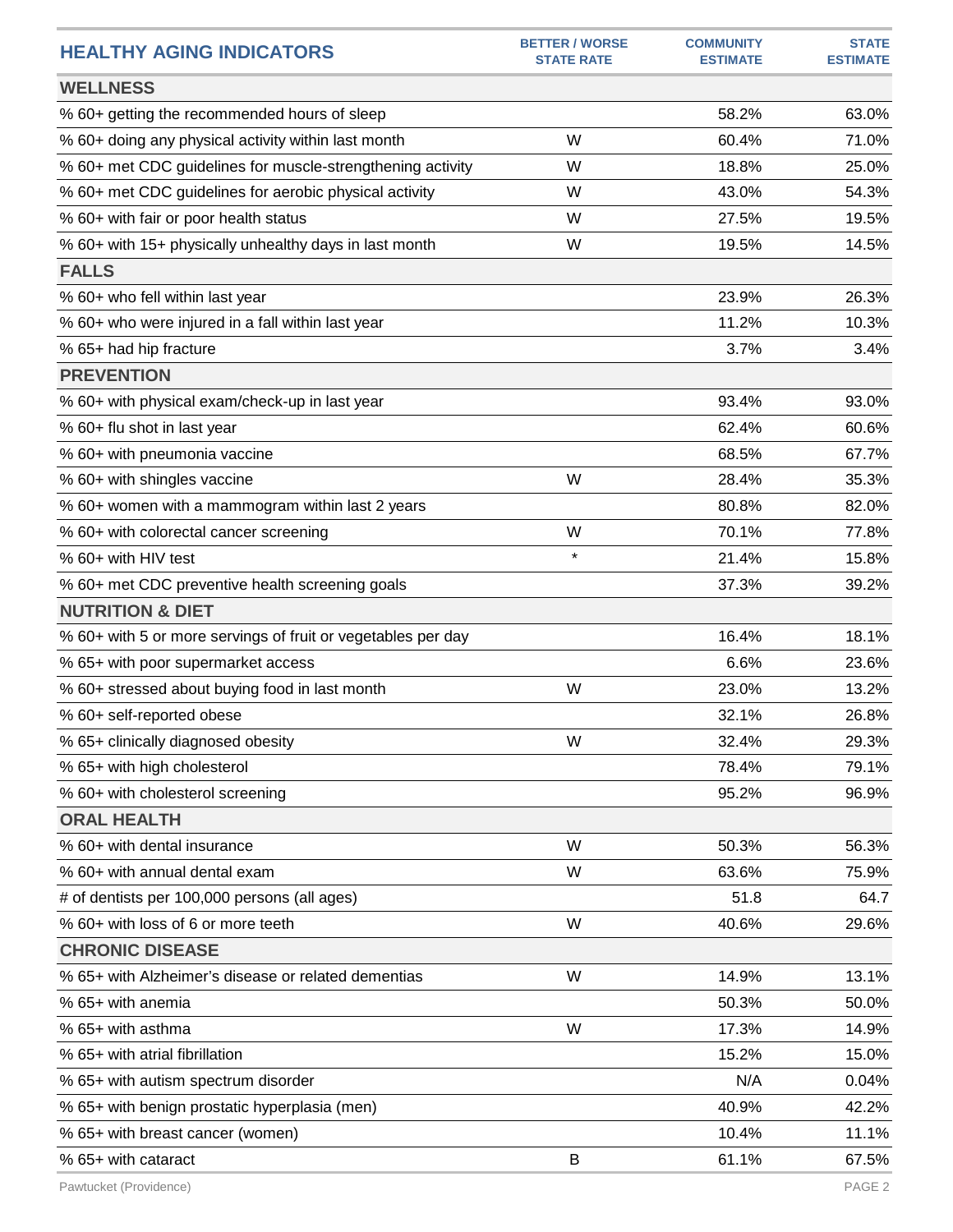| HEALTHY AGING INDICATORS | BETTER / WORSE STATE RATE | COMMUNITY ESTIMATE | STATE ESTIMATE |
|---|---|---|---|
| **WELLNESS** | | | |
| % 60+ getting the recommended hours of sleep | | 58.2% | 63.0% |
| % 60+ doing any physical activity within last month | W | 60.4% | 71.0% |
| % 60+ met CDC guidelines for muscle-strengthening activity | W | 18.8% | 25.0% |
| % 60+ met CDC guidelines for aerobic physical activity | W | 43.0% | 54.3% |
| % 60+ with fair or poor health status | W | 27.5% | 19.5% |
| % 60+ with 15+ physically unhealthy days in last month | W | 19.5% | 14.5% |
| **FALLS** | | | |
| % 60+ who fell within last year | | 23.9% | 26.3% |
| % 60+ who were injured in a fall within last year | | 11.2% | 10.3% |
| % 65+ had hip fracture | | 3.7% | 3.4% |
| **PREVENTION** | | | |
| % 60+ with physical exam/check-up in last year | | 93.4% | 93.0% |
| % 60+ flu shot in last year | | 62.4% | 60.6% |
| % 60+ with pneumonia vaccine | | 68.5% | 67.7% |
| % 60+ with shingles vaccine | W | 28.4% | 35.3% |
| % 60+ women with a mammogram within last 2 years | | 80.8% | 82.0% |
| % 60+ with colorectal cancer screening | W | 70.1% | 77.8% |
| % 60+ with HIV test | * | 21.4% | 15.8% |
| % 60+ met CDC preventive health screening goals | | 37.3% | 39.2% |
| **NUTRITION & DIET** | | | |
| % 60+ with 5 or more servings of fruit or vegetables per day | | 16.4% | 18.1% |
| % 65+ with poor supermarket access | | 6.6% | 23.6% |
| % 60+ stressed about buying food in last month | W | 23.0% | 13.2% |
| % 60+ self-reported obese | | 32.1% | 26.8% |
| % 65+ clinically diagnosed obesity | W | 32.4% | 29.3% |
| % 65+ with high cholesterol | | 78.4% | 79.1% |
| % 60+ with cholesterol screening | | 95.2% | 96.9% |
| **ORAL HEALTH** | | | |
| % 60+ with dental insurance | W | 50.3% | 56.3% |
| % 60+ with annual dental exam | W | 63.6% | 75.9% |
| # of dentists per 100,000 persons (all ages) | | 51.8 | 64.7 |
| % 60+ with loss of 6 or more teeth | W | 40.6% | 29.6% |
| **CHRONIC DISEASE** | | | |
| % 65+ with Alzheimer's disease or related dementias | W | 14.9% | 13.1% |
| % 65+ with anemia | | 50.3% | 50.0% |
| % 65+ with asthma | W | 17.3% | 14.9% |
| % 65+ with atrial fibrillation | | 15.2% | 15.0% |
| % 65+ with autism spectrum disorder | | N/A | 0.04% |
| % 65+ with benign prostatic hyperplasia (men) | | 40.9% | 42.2% |
| % 65+ with breast cancer (women) | | 10.4% | 11.1% |
| % 65+ with cataract | B | 61.1% | 67.5% |

Pawtucket (Providence)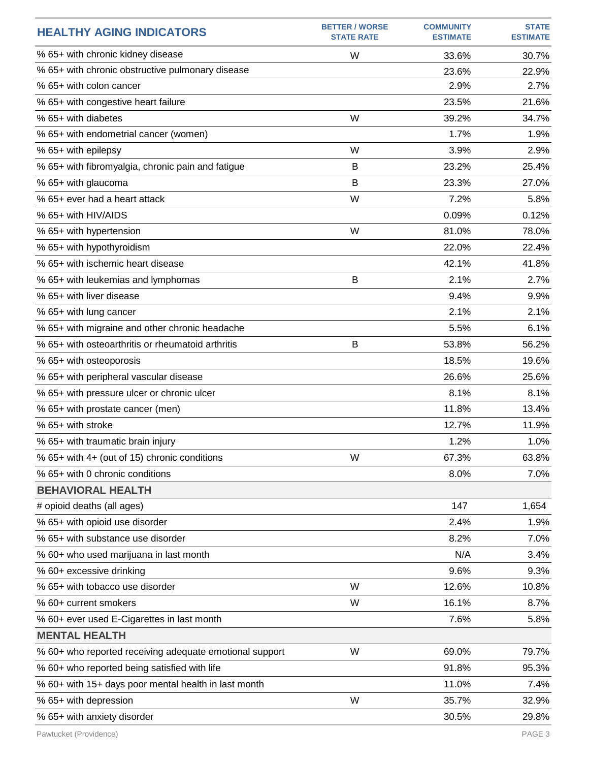| HEALTHY AGING INDICATORS | BETTER / WORSE STATE RATE | COMMUNITY ESTIMATE | STATE ESTIMATE |
|---|---|---|---|
| % 65+ with chronic kidney disease | W | 33.6% | 30.7% |
| % 65+ with chronic obstructive pulmonary disease | | 23.6% | 22.9% |
| % 65+ with colon cancer | | 2.9% | 2.7% |
| % 65+ with congestive heart failure | | 23.5% | 21.6% |
| % 65+ with diabetes | W | 39.2% | 34.7% |
| % 65+ with endometrial cancer (women) | | 1.7% | 1.9% |
| % 65+ with epilepsy | W | 3.9% | 2.9% |
| % 65+ with fibromyalgia, chronic pain and fatigue | B | 23.2% | 25.4% |
| % 65+ with glaucoma | B | 23.3% | 27.0% |
| % 65+ ever had a heart attack | W | 7.2% | 5.8% |
| % 65+ with HIV/AIDS | | 0.09% | 0.12% |
| % 65+ with hypertension | W | 81.0% | 78.0% |
| % 65+ with hypothyroidism | | 22.0% | 22.4% |
| % 65+ with ischemic heart disease | | 42.1% | 41.8% |
| % 65+ with leukemias and lymphomas | B | 2.1% | 2.7% |
| % 65+ with liver disease | | 9.4% | 9.9% |
| % 65+ with lung cancer | | 2.1% | 2.1% |
| % 65+ with migraine and other chronic headache | | 5.5% | 6.1% |
| % 65+ with osteoarthritis or rheumatoid arthritis | B | 53.8% | 56.2% |
| % 65+ with osteoporosis | | 18.5% | 19.6% |
| % 65+ with peripheral vascular disease | | 26.6% | 25.6% |
| % 65+ with pressure ulcer or chronic ulcer | | 8.1% | 8.1% |
| % 65+ with prostate cancer (men) | | 11.8% | 13.4% |
| % 65+ with stroke | | 12.7% | 11.9% |
| % 65+ with traumatic brain injury | | 1.2% | 1.0% |
| % 65+ with 4+ (out of 15) chronic conditions | W | 67.3% | 63.8% |
| % 65+ with 0 chronic conditions | | 8.0% | 7.0% |
| **BEHAVIORAL HEALTH** | | | |
| # opioid deaths (all ages) | | 147 | 1,654 |
| % 65+ with opioid use disorder | | 2.4% | 1.9% |
| % 65+ with substance use disorder | | 8.2% | 7.0% |
| % 60+ who used marijuana in last month | | N/A | 3.4% |
| % 60+ excessive drinking | | 9.6% | 9.3% |
| % 65+ with tobacco use disorder | W | 12.6% | 10.8% |
| % 60+ current smokers | W | 16.1% | 8.7% |
| % 60+ ever used E-Cigarettes in last month | | 7.6% | 5.8% |
| **MENTAL HEALTH** | | | |
| % 60+ who reported receiving adequate emotional support | W | 69.0% | 79.7% |
| % 60+ who reported being satisfied with life | | 91.8% | 95.3% |
| % 60+ with 15+ days poor mental health in last month | | 11.0% | 7.4% |
| % 65+ with depression | W | 35.7% | 32.9% |
| % 65+ with anxiety disorder | | 30.5% | 29.8% |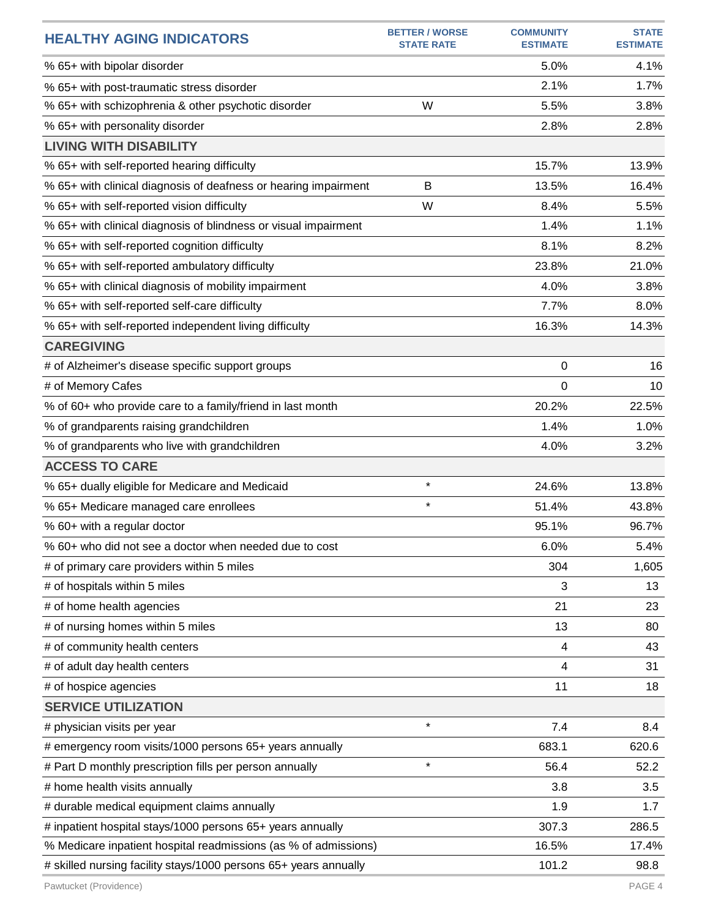| HEALTHY AGING INDICATORS | BETTER / WORSE STATE RATE | COMMUNITY ESTIMATE | STATE ESTIMATE |
|---|---|---|---|
| % 65+ with bipolar disorder | | 5.0% | 4.1% |
| % 65+ with post-traumatic stress disorder | | 2.1% | 1.7% |
| % 65+ with schizophrenia & other psychotic disorder | W | 5.5% | 3.8% |
| % 65+ with personality disorder | | 2.8% | 2.8% |
| **LIVING WITH DISABILITY** | | | |
| % 65+ with self-reported hearing difficulty | | 15.7% | 13.9% |
| % 65+ with clinical diagnosis of deafness or hearing impairment | B | 13.5% | 16.4% |
| % 65+ with self-reported vision difficulty | W | 8.4% | 5.5% |
| % 65+ with clinical diagnosis of blindness or visual impairment | | 1.4% | 1.1% |
| % 65+ with self-reported cognition difficulty | | 8.1% | 8.2% |
| % 65+ with self-reported ambulatory difficulty | | 23.8% | 21.0% |
| % 65+ with clinical diagnosis of mobility impairment | | 4.0% | 3.8% |
| % 65+ with self-reported self-care difficulty | | 7.7% | 8.0% |
| % 65+ with self-reported independent living difficulty | | 16.3% | 14.3% |
| **CAREGIVING** | | | |
| # of Alzheimer's disease specific support groups | | 0 | 16 |
| # of Memory Cafes | | 0 | 10 |
| % of 60+ who provide care to a family/friend in last month | | 20.2% | 22.5% |
| % of grandparents raising grandchildren | | 1.4% | 1.0% |
| % of grandparents who live with grandchildren | | 4.0% | 3.2% |
| **ACCESS TO CARE** | | | |
| % 65+ dually eligible for Medicare and Medicaid | * | 24.6% | 13.8% |
| % 65+ Medicare managed care enrollees | * | 51.4% | 43.8% |
| % 60+ with a regular doctor | | 95.1% | 96.7% |
| % 60+ who did not see a doctor when needed due to cost | | 6.0% | 5.4% |
| # of primary care providers within 5 miles | | 304 | 1,605 |
| # of hospitals within 5 miles | | 3 | 13 |
| # of home health agencies | | 21 | 23 |
| # of nursing homes within 5 miles | | 13 | 80 |
| # of community health centers | | 4 | 43 |
| # of adult day health centers | | 4 | 31 |
| # of hospice agencies | | 11 | 18 |
| **SERVICE UTILIZATION** | | | |
| # physician visits per year | * | 7.4 | 8.4 |
| # emergency room visits/1000 persons 65+ years annually | | 683.1 | 620.6 |
| # Part D monthly prescription fills per person annually | * | 56.4 | 52.2 |
| # home health visits annually | | 3.8 | 3.5 |
| # durable medical equipment claims annually | | 1.9 | 1.7 |
| # inpatient hospital stays/1000 persons 65+ years annually | | 307.3 | 286.5 |
| % Medicare inpatient hospital readmissions (as % of admissions) | | 16.5% | 17.4% |
| # skilled nursing facility stays/1000 persons 65+ years annually | | 101.2 | 98.8 |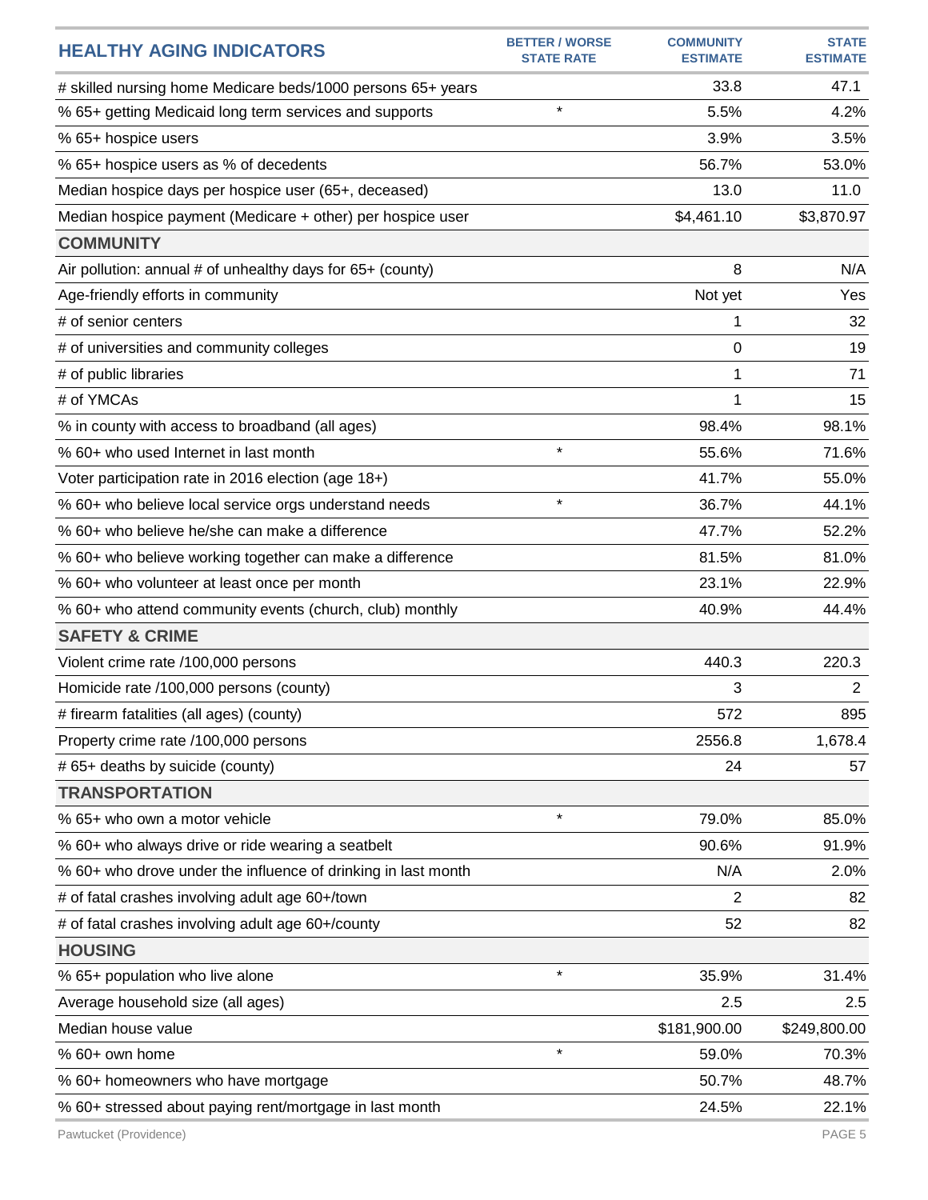| HEALTHY AGING INDICATORS | BETTER / WORSE STATE RATE | COMMUNITY ESTIMATE | STATE ESTIMATE |
|---|---|---|---|
| # skilled nursing home Medicare beds/1000 persons 65+ years | | 33.8 | 47.1 |
| % 65+ getting Medicaid long term services and supports | * | 5.5% | 4.2% |
| % 65+ hospice users | | 3.9% | 3.5% |
| % 65+ hospice users as % of decedents | | 56.7% | 53.0% |
| Median hospice days per hospice user (65+, deceased) | | 13.0 | 11.0 |
| Median hospice payment (Medicare + other) per hospice user | | $4,461.10 | $3,870.97 |
| **COMMUNITY** | | | |
| Air pollution: annual # of unhealthy days for 65+ (county) | | 8 | N/A |
| Age-friendly efforts in community | | Not yet | Yes |
| # of senior centers | | 1 | 32 |
| # of universities and community colleges | | 0 | 19 |
| # of public libraries | | 1 | 71 |
| # of YMCAs | | 1 | 15 |
| % in county with access to broadband (all ages) | | 98.4% | 98.1% |
| % 60+ who used Internet in last month | * | 55.6% | 71.6% |
| Voter participation rate in 2016 election (age 18+) | | 41.7% | 55.0% |
| % 60+ who believe local service orgs understand needs | * | 36.7% | 44.1% |
| % 60+ who believe he/she can make a difference | | 47.7% | 52.2% |
| % 60+ who believe working together can make a difference | | 81.5% | 81.0% |
| % 60+ who volunteer at least once per month | | 23.1% | 22.9% |
| % 60+ who attend community events (church, club) monthly | | 40.9% | 44.4% |
| **SAFETY & CRIME** | | | |
| Violent crime rate /100,000 persons | | 440.3 | 220.3 |
| Homicide rate /100,000 persons (county) | | 3 | 2 |
| # firearm fatalities (all ages) (county) | | 572 | 895 |
| Property crime rate /100,000 persons | | 2556.8 | 1,678.4 |
| # 65+ deaths by suicide (county) | | 24 | 57 |
| **TRANSPORTATION** | | | |
| % 65+ who own a motor vehicle | * | 79.0% | 85.0% |
| % 60+ who always drive or ride wearing a seatbelt | | 90.6% | 91.9% |
| % 60+ who drove under the influence of drinking in last month | | N/A | 2.0% |
| # of fatal crashes involving adult age 60+/town | | 2 | 82 |
| # of fatal crashes involving adult age 60+/county | | 52 | 82 |
| **HOUSING** | | | |
| % 65+ population who live alone | * | 35.9% | 31.4% |
| Average household size (all ages) | | 2.5 | 2.5 |
| Median house value | | $181,900.00 | $249,800.00 |
| % 60+ own home | * | 59.0% | 70.3% |
| % 60+ homeowners who have mortgage | | 50.7% | 48.7% |
| % 60+ stressed about paying rent/mortgage in last month | | 24.5% | 22.1% |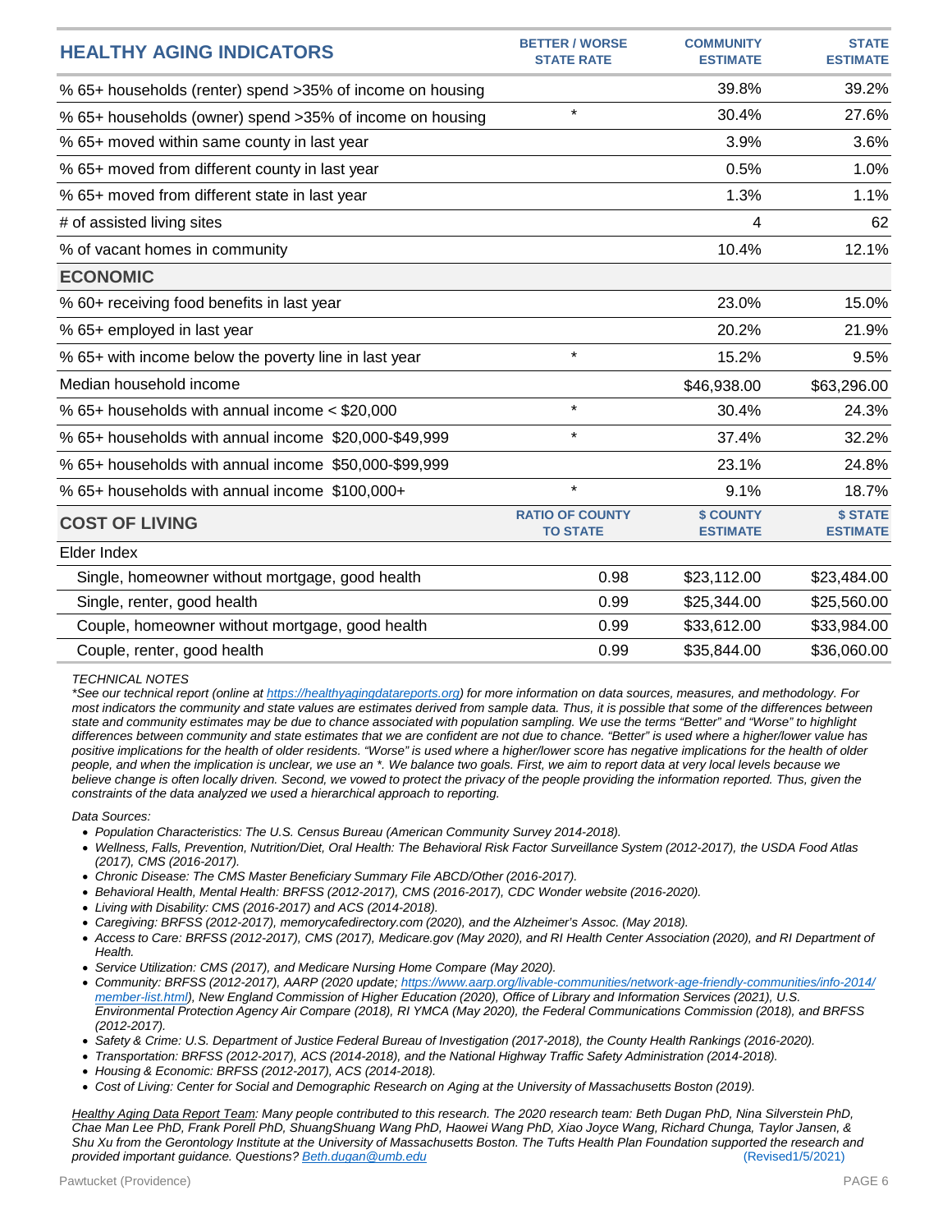| HEALTHY AGING INDICATORS | BETTER / WORSE STATE RATE | COMMUNITY ESTIMATE | STATE ESTIMATE |
|---|---|---|---|
| % 65+ households (renter) spend >35% of income on housing | | 39.8% | 39.2% |
| % 65+ households (owner) spend >35% of income on housing | * | 30.4% | 27.6% |
| % 65+ moved within same county in last year | | 3.9% | 3.6% |
| % 65+ moved from different county in last year | | 0.5% | 1.0% |
| % 65+ moved from different state in last year | | 1.3% | 1.1% |
| # of assisted living sites | | 4 | 62 |
| % of vacant homes in community | | 10.4% | 12.1% |
| **ECONOMIC** | | | |
| % 60+ receiving food benefits in last year | | 23.0% | 15.0% |
| % 65+ employed in last year | | 20.2% | 21.9% |
| % 65+ with income below the poverty line in last year | * | 15.2% | 9.5% |
| Median household income | | $46,938.00 | $63,296.00 |
| % 65+ households with annual income < $20,000 | * | 30.4% | 24.3% |
| % 65+ households with annual income $20,000-$49,999 | * | 37.4% | 32.2% |
| % 65+ households with annual income $50,000-$99,999 | | 23.1% | 24.8% |
| % 65+ households with annual income $100,000+ | * | 9.1% | 18.7% |

| COST OF LIVING | RATIO OF COUNTY TO STATE | $ COUNTY ESTIMATE | $ STATE ESTIMATE |
|---|---|---|---|
| Elder Index | | | |
| Single, homeowner without mortgage, good health | 0.98 | $23,112.00 | $23,484.00 |
| Single, renter, good health | 0.99 | $25,344.00 | $25,560.00 |
| Couple, homeowner without mortgage, good health | 0.99 | $33,612.00 | $33,984.00 |
| Couple, renter, good health | 0.99 | $35,844.00 | $36,060.00 |

*TECHNICAL NOTES*

*\*See our technical report (online at https://healthyagingdatareports.org) for more information on data sources, measures, and methodology. For most indicators the community and state values are estimates derived from sample data. Thus, it is possible that some of the differences between state and community estimates may be due to chance associated with population sampling. We use the terms "Better" and "Worse" to highlight differences between community and state estimates that we are confident are not due to chance. "Better" is used where a higher/lower value has positive implications for the health of older residents. "Worse" is used where a higher/lower score has negative implications for the health of older people, and when the implication is unclear, we use an \*. We balance two goals. First, we aim to report data at very local levels because we believe change is often locally driven. Second, we vowed to protect the privacy of the people providing the information reported. Thus, given the constraints of the data analyzed we used a hierarchical approach to reporting.*

*Data Sources:*

- *Population Characteristics: The U.S. Census Bureau (American Community Survey 2014-2018).*
- *Wellness, Falls, Prevention, Nutrition/Diet, Oral Health: The Behavioral Risk Factor Surveillance System (2012-2017), the USDA Food Atlas (2017), CMS (2016-2017).*
- *Chronic Disease: The CMS Master Beneficiary Summary File ABCD/Other (2016-2017).*
- *Behavioral Health, Mental Health: BRFSS (2012-2017), CMS (2016-2017), CDC Wonder website (2016-2020).*
- *Living with Disability: CMS (2016-2017) and ACS (2014-2018).*
- *Caregiving: BRFSS (2012-2017), memorycafedirectory.com (2020), and the Alzheimer's Assoc. (May 2018).*
- *Access to Care: BRFSS (2012-2017), CMS (2017), Medicare.gov (May 2020), and RI Health Center Association (2020), and RI Department of Health.*
- *Service Utilization: CMS (2017), and Medicare Nursing Home Compare (May 2020).*
- *Community: BRFSS (2012-2017), AARP (2020 update; https://www.aarp.org/livable-communities/network-age-friendly-communities/info-2014/member-list.html), New England Commission of Higher Education (2020), Office of Library and Information Services (2021), U.S. Environmental Protection Agency Air Compare (2018), RI YMCA (May 2020), the Federal Communications Commission (2018), and BRFSS (2012-2017).*
- *Safety & Crime: U.S. Department of Justice Federal Bureau of Investigation (2017-2018), the County Health Rankings (2016-2020).*
- *Transportation: BRFSS (2012-2017), ACS (2014-2018), and the National Highway Traffic Safety Administration (2014-2018).*
- *Housing & Economic: BRFSS (2012-2017), ACS (2014-2018).*
- *Cost of Living: Center for Social and Demographic Research on Aging at the University of Massachusetts Boston (2019).*

*Healthy Aging Data Report Team: Many people contributed to this research. The 2020 research team: Beth Dugan PhD, Nina Silverstein PhD, Chae Man Lee PhD, Frank Porell PhD, ShuangShuang Wang PhD, Haowei Wang PhD, Xiao Joyce Wang, Richard Chunga, Taylor Jansen, & Shu Xu from the Gerontology Institute at the University of Massachusetts Boston. The Tufts Health Plan Foundation supported the research and provided important guidance. Questions? Beth.dugan@umb.edu* (Revised1/5/2021)

Pawtucket (Providence)